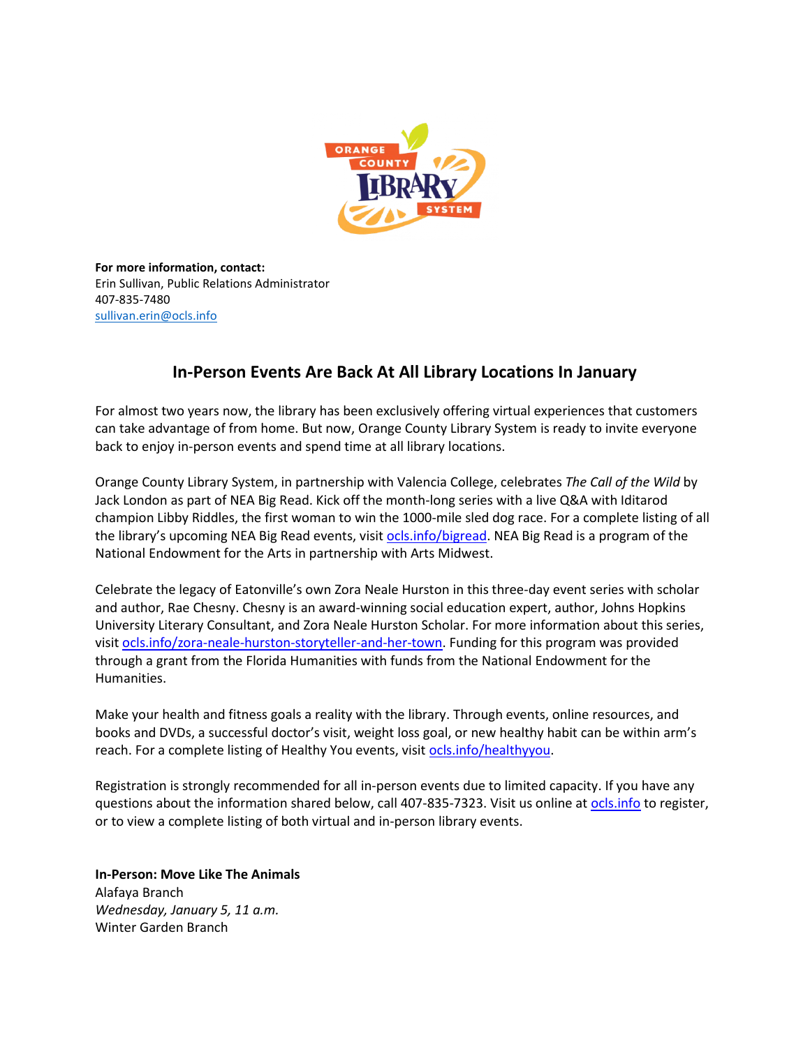**For more information, contact:**
Erin Sullivan, Public Relations Administrator
407-835-7480
sullivan.erin@ocls.info

## In-Person Events Are Back At All Library Locations In January

For almost two years now, the library has been exclusively offering virtual experiences that customers can take advantage of from home. But now, Orange County Library System is ready to invite everyone back to enjoy in-person events and spend time at all library locations.

Orange County Library System, in partnership with Valencia College, celebrates *The Call of the Wild* by Jack London as part of NEA Big Read. Kick off the month-long series with a live Q&A with Iditarod champion Libby Riddles, the first woman to win the 1000-mile sled dog race. For a complete listing of all the library's upcoming NEA Big Read events, visit ocls.info/bigread. NEA Big Read is a program of the National Endowment for the Arts in partnership with Arts Midwest.

Celebrate the legacy of Eatonville's own Zora Neale Hurston in this three-day event series with scholar and author, Rae Chesny. Chesny is an award-winning social education expert, author, Johns Hopkins University Literary Consultant, and Zora Neale Hurston Scholar. For more information about this series, visit ocls.info/zora-neale-hurston-storyteller-and-her-town. Funding for this program was provided through a grant from the Florida Humanities with funds from the National Endowment for the Humanities.

Make your health and fitness goals a reality with the library. Through events, online resources, and books and DVDs, a successful doctor's visit, weight loss goal, or new healthy habit can be within arm's reach. For a complete listing of Healthy You events, visit ocls.info/healthyyou.

Registration is strongly recommended for all in-person events due to limited capacity. If you have any questions about the information shared below, call 407-835-7323. Visit us online at ocls.info to register, or to view a complete listing of both virtual and in-person library events.

**In-Person: Move Like The Animals**
Alafaya Branch
*Wednesday, January 5, 11 a.m.*
Winter Garden Branch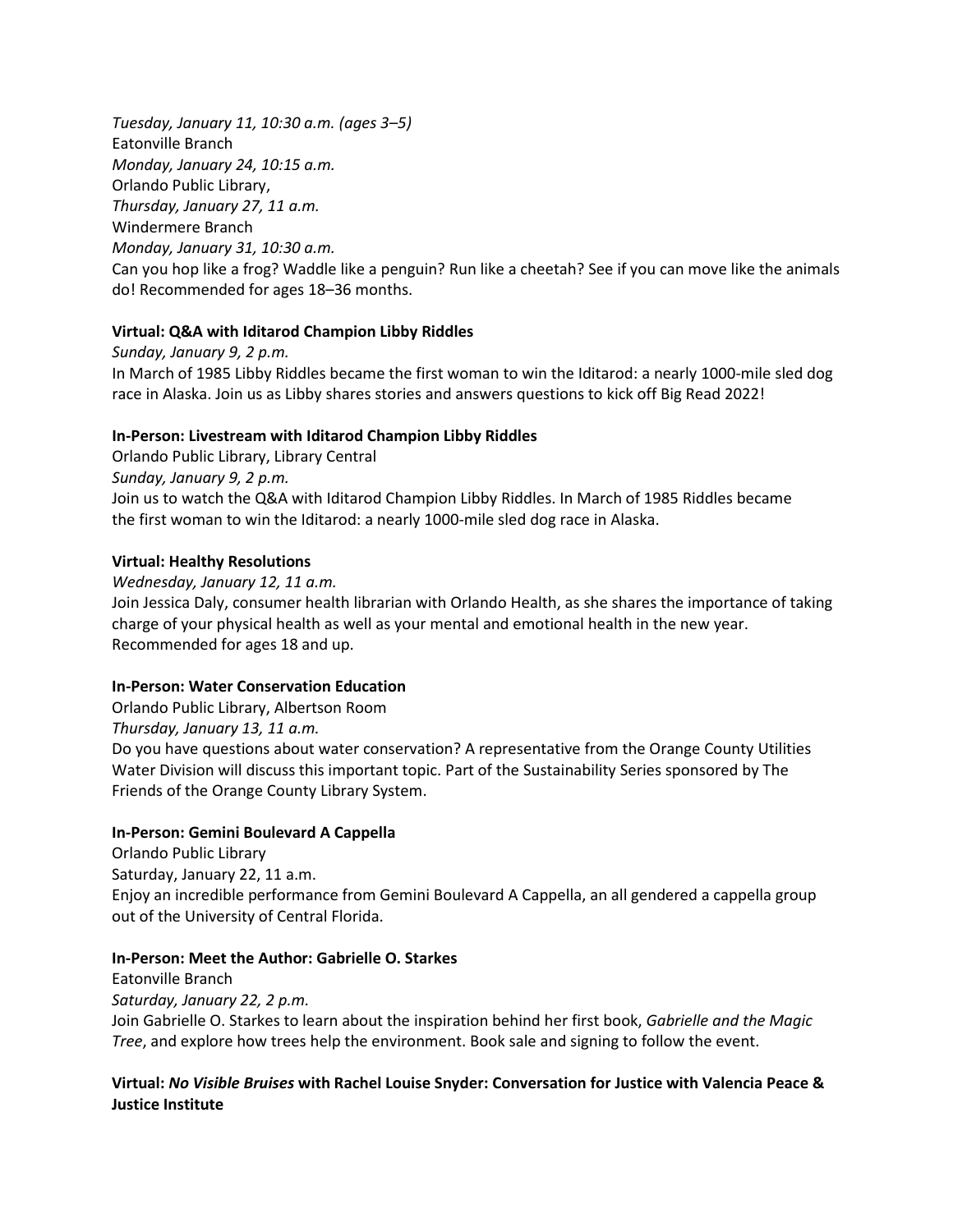*Tuesday, January 11, 10:30 a.m. (ages 3–5)*
Eatonville Branch
*Monday, January 24, 10:15 a.m.*
Orlando Public Library,
*Thursday, January 27, 11 a.m.*
Windermere Branch
*Monday, January 31, 10:30 a.m.*
Can you hop like a frog? Waddle like a penguin? Run like a cheetah? See if you can move like the animals do! Recommended for ages 18–36 months.

**Virtual: Q&A with Iditarod Champion Libby Riddles**
*Sunday, January 9, 2 p.m.*
In March of 1985 Libby Riddles became the first woman to win the Iditarod: a nearly 1000-mile sled dog race in Alaska. Join us as Libby shares stories and answers questions to kick off Big Read 2022!

**In-Person: Livestream with Iditarod Champion Libby Riddles**
Orlando Public Library, Library Central
*Sunday, January 9, 2 p.m.*
Join us to watch the Q&A with Iditarod Champion Libby Riddles. In March of 1985 Riddles became the first woman to win the Iditarod: a nearly 1000-mile sled dog race in Alaska.

**Virtual: Healthy Resolutions**
*Wednesday, January 12, 11 a.m.*
Join Jessica Daly, consumer health librarian with Orlando Health, as she shares the importance of taking charge of your physical health as well as your mental and emotional health in the new year. Recommended for ages 18 and up.

**In-Person: Water Conservation Education**
Orlando Public Library, Albertson Room
*Thursday, January 13, 11 a.m.*
Do you have questions about water conservation? A representative from the Orange County Utilities Water Division will discuss this important topic. Part of the Sustainability Series sponsored by The Friends of the Orange County Library System.

**In-Person: Gemini Boulevard A Cappella**
Orlando Public Library
Saturday, January 22, 11 a.m.
Enjoy an incredible performance from Gemini Boulevard A Cappella, an all gendered a cappella group out of the University of Central Florida.

**In-Person: Meet the Author: Gabrielle O. Starkes**
Eatonville Branch
*Saturday, January 22, 2 p.m.*
Join Gabrielle O. Starkes to learn about the inspiration behind her first book, *Gabrielle and the Magic Tree*, and explore how trees help the environment. Book sale and signing to follow the event.

**Virtual: *No Visible Bruises* with Rachel Louise Snyder: Conversation for Justice with Valencia Peace & Justice Institute**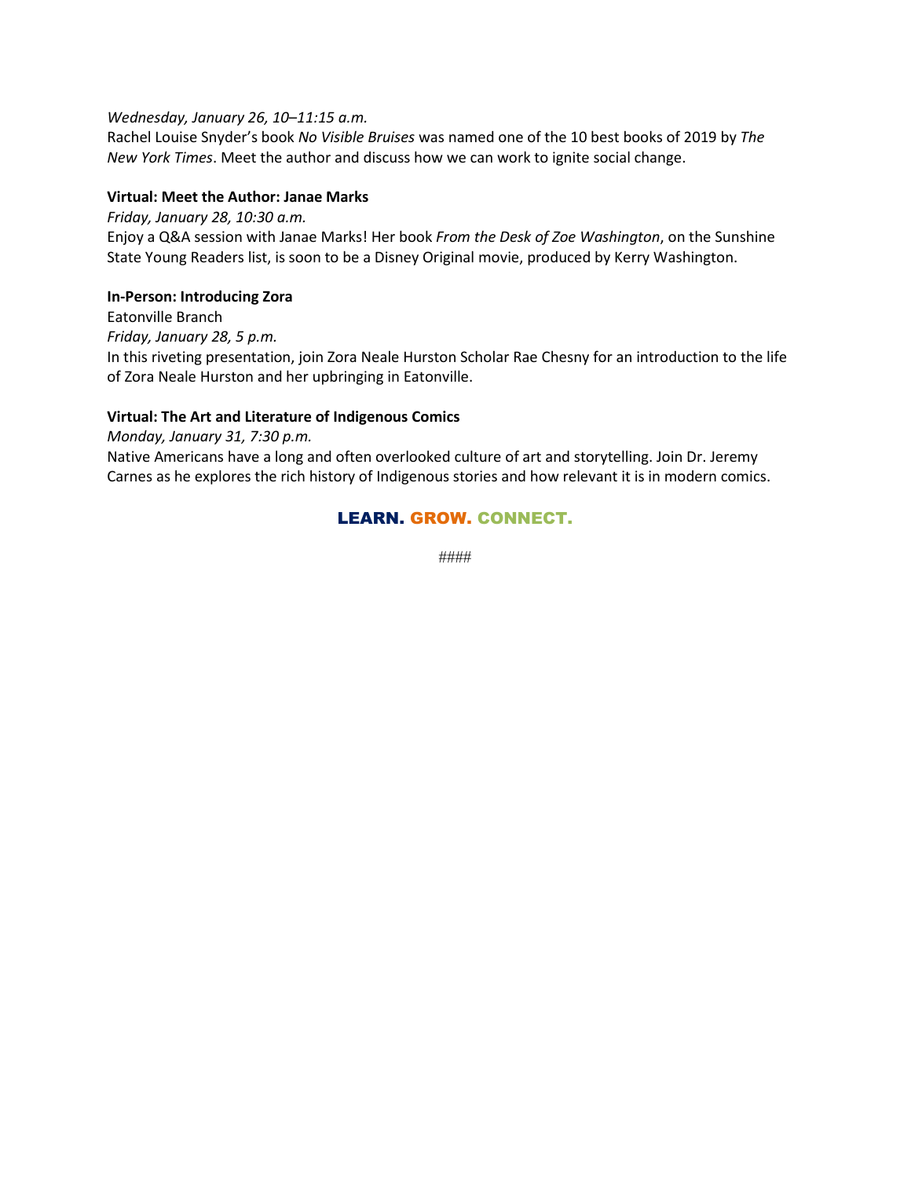*Wednesday, January 26, 10–11:15 a.m.*
Rachel Louise Snyder's book *No Visible Bruises* was named one of the 10 best books of 2019 by *The New York Times*. Meet the author and discuss how we can work to ignite social change.

**Virtual: Meet the Author: Janae Marks**
*Friday, January 28, 10:30 a.m.*
Enjoy a Q&A session with Janae Marks! Her book *From the Desk of Zoe Washington*, on the Sunshine State Young Readers list, is soon to be a Disney Original movie, produced by Kerry Washington.

**In-Person: Introducing Zora**
Eatonville Branch
*Friday, January 28, 5 p.m.*
In this riveting presentation, join Zora Neale Hurston Scholar Rae Chesny for an introduction to the life of Zora Neale Hurston and her upbringing in Eatonville.

**Virtual: The Art and Literature of Indigenous Comics**
*Monday, January 31, 7:30 p.m.*
Native Americans have a long and often overlooked culture of art and storytelling. Join Dr. Jeremy Carnes as he explores the rich history of Indigenous stories and how relevant it is in modern comics.

**LEARN. GROW. CONNECT.**

####